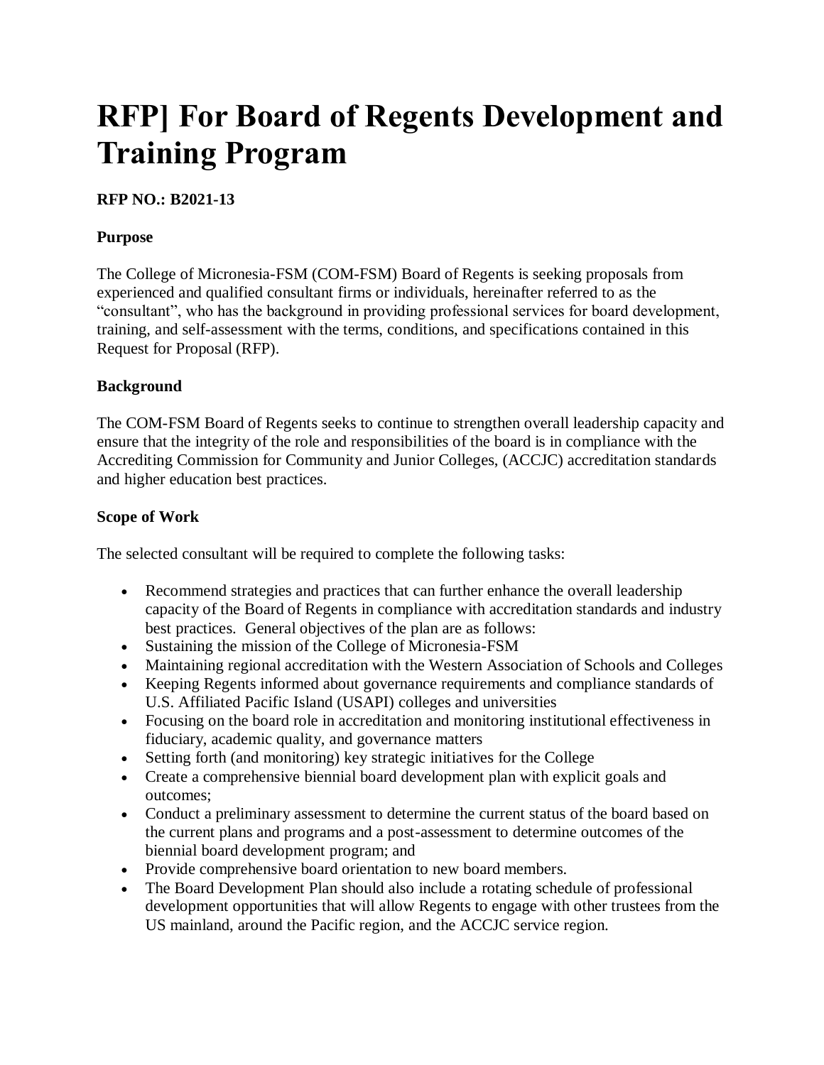# RFP] For Board of Regents Development and Training Program

**RFP NO.: B2021-13**

**Purpose**

The College of Micronesia-FSM (COM-FSM) Board of Regents is seeking proposals from experienced and qualified consultant firms or individuals, hereinafter referred to as the "consultant", who has the background in providing professional services for board development, training, and self-assessment with the terms, conditions, and specifications contained in this Request for Proposal (RFP).

**Background**

The COM-FSM Board of Regents seeks to continue to strengthen overall leadership capacity and ensure that the integrity of the role and responsibilities of the board is in compliance with the Accrediting Commission for Community and Junior Colleges, (ACCJC) accreditation standards and higher education best practices.

**Scope of Work**

The selected consultant will be required to complete the following tasks:

- Recommend strategies and practices that can further enhance the overall leadership capacity of the Board of Regents in compliance with accreditation standards and industry best practices. General objectives of the plan are as follows:
- Sustaining the mission of the College of Micronesia-FSM
- Maintaining regional accreditation with the Western Association of Schools and Colleges
- Keeping Regents informed about governance requirements and compliance standards of U.S. Affiliated Pacific Island (USAPI) colleges and universities
- Focusing on the board role in accreditation and monitoring institutional effectiveness in fiduciary, academic quality, and governance matters
- Setting forth (and monitoring) key strategic initiatives for the College
- Create a comprehensive biennial board development plan with explicit goals and outcomes;
- Conduct a preliminary assessment to determine the current status of the board based on the current plans and programs and a post-assessment to determine outcomes of the biennial board development program; and
- Provide comprehensive board orientation to new board members.
- The Board Development Plan should also include a rotating schedule of professional development opportunities that will allow Regents to engage with other trustees from the US mainland, around the Pacific region, and the ACCJC service region.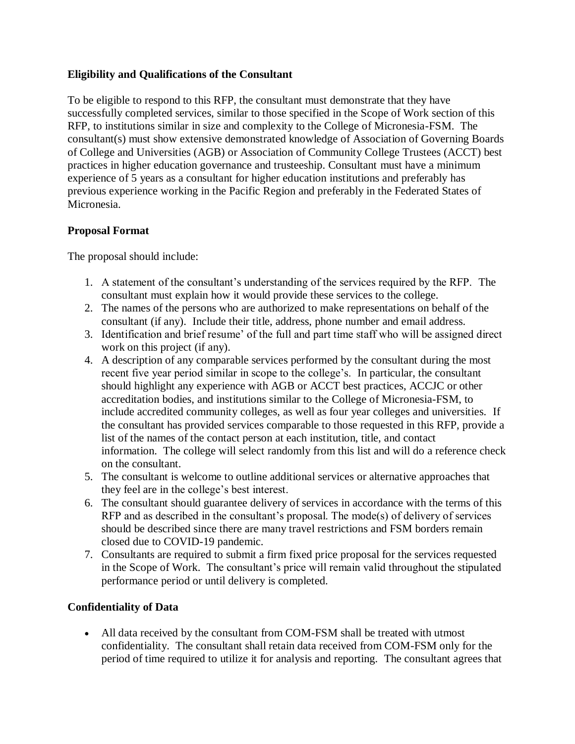**Eligibility and Qualifications of the Consultant**

To be eligible to respond to this RFP, the consultant must demonstrate that they have successfully completed services, similar to those specified in the Scope of Work section of this RFP, to institutions similar in size and complexity to the College of Micronesia-FSM. The consultant(s) must show extensive demonstrated knowledge of Association of Governing Boards of College and Universities (AGB) or Association of Community College Trustees (ACCT) best practices in higher education governance and trusteeship. Consultant must have a minimum experience of 5 years as a consultant for higher education institutions and preferably has previous experience working in the Pacific Region and preferably in the Federated States of Micronesia.

**Proposal Format**

The proposal should include:

1. A statement of the consultant's understanding of the services required by the RFP. The consultant must explain how it would provide these services to the college.
2. The names of the persons who are authorized to make representations on behalf of the consultant (if any). Include their title, address, phone number and email address.
3. Identification and brief resume' of the full and part time staff who will be assigned direct work on this project (if any).
4. A description of any comparable services performed by the consultant during the most recent five year period similar in scope to the college's. In particular, the consultant should highlight any experience with AGB or ACCT best practices, ACCJC or other accreditation bodies, and institutions similar to the College of Micronesia-FSM, to include accredited community colleges, as well as four year colleges and universities. If the consultant has provided services comparable to those requested in this RFP, provide a list of the names of the contact person at each institution, title, and contact information. The college will select randomly from this list and will do a reference check on the consultant.
5. The consultant is welcome to outline additional services or alternative approaches that they feel are in the college's best interest.
6. The consultant should guarantee delivery of services in accordance with the terms of this RFP and as described in the consultant's proposal. The mode(s) of delivery of services should be described since there are many travel restrictions and FSM borders remain closed due to COVID-19 pandemic.
7. Consultants are required to submit a firm fixed price proposal for the services requested in the Scope of Work. The consultant's price will remain valid throughout the stipulated performance period or until delivery is completed.

**Confidentiality of Data**

- All data received by the consultant from COM-FSM shall be treated with utmost confidentiality. The consultant shall retain data received from COM-FSM only for the period of time required to utilize it for analysis and reporting. The consultant agrees that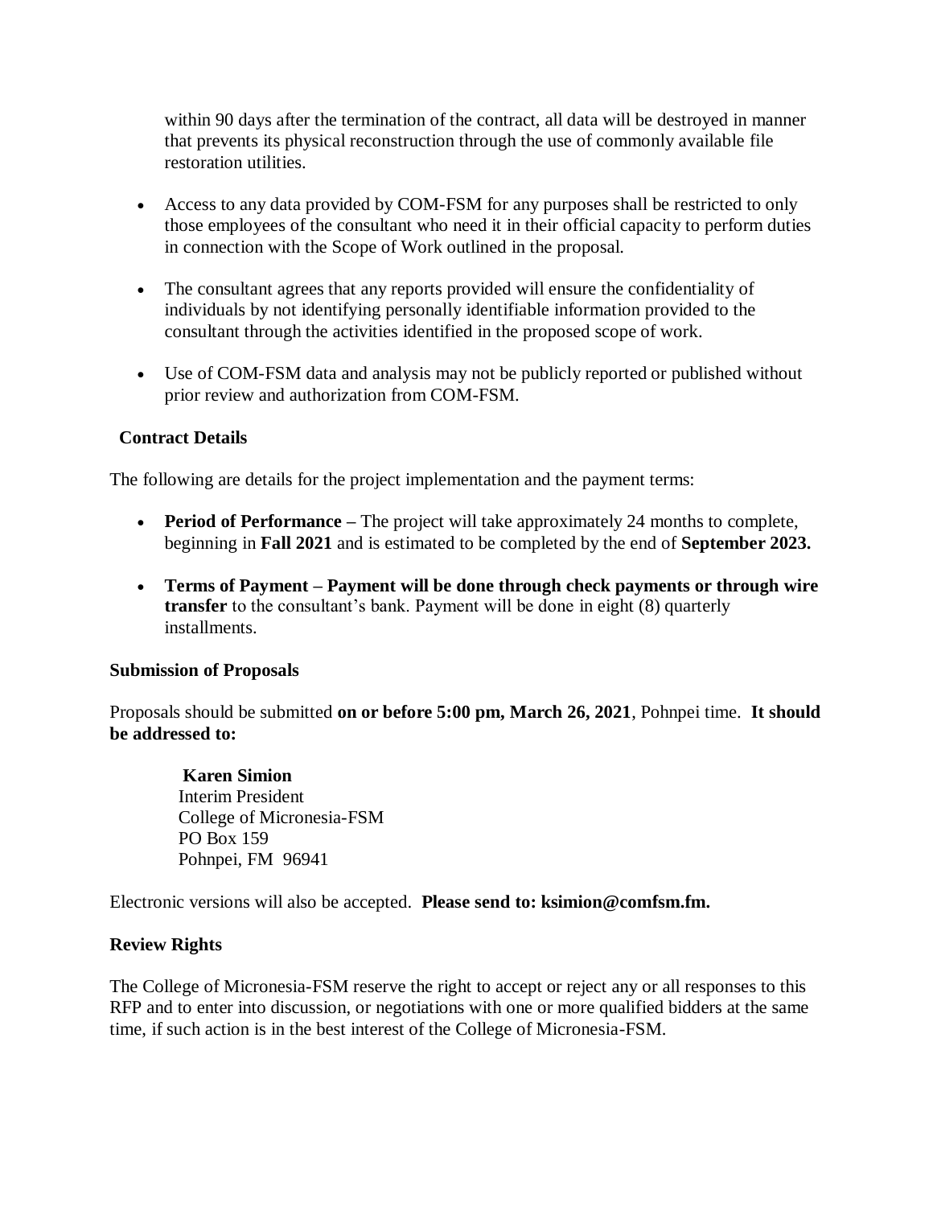within 90 days after the termination of the contract, all data will be destroyed in manner that prevents its physical reconstruction through the use of commonly available file restoration utilities.

- Access to any data provided by COM-FSM for any purposes shall be restricted to only those employees of the consultant who need it in their official capacity to perform duties in connection with the Scope of Work outlined in the proposal.
- The consultant agrees that any reports provided will ensure the confidentiality of individuals by not identifying personally identifiable information provided to the consultant through the activities identified in the proposed scope of work.
- Use of COM-FSM data and analysis may not be publicly reported or published without prior review and authorization from COM-FSM.

**Contract Details**

The following are details for the project implementation and the payment terms:

- **Period of Performance –** The project will take approximately 24 months to complete, beginning in **Fall 2021** and is estimated to be completed by the end of **September 2023.**
- **Terms of Payment – Payment will be done through check payments or through wire transfer** to the consultant's bank. Payment will be done in eight (8) quarterly installments.

**Submission of Proposals**

Proposals should be submitted **on or before 5:00 pm, March 26, 2021**, Pohnpei time. **It should be addressed to:**

> **Karen Simion**
> Interim President
> College of Micronesia-FSM
> PO Box 159
> Pohnpei, FM 96941

Electronic versions will also be accepted. **Please send to: ksimion@comfsm.fm.**

**Review Rights**

The College of Micronesia-FSM reserve the right to accept or reject any or all responses to this RFP and to enter into discussion, or negotiations with one or more qualified bidders at the same time, if such action is in the best interest of the College of Micronesia-FSM.